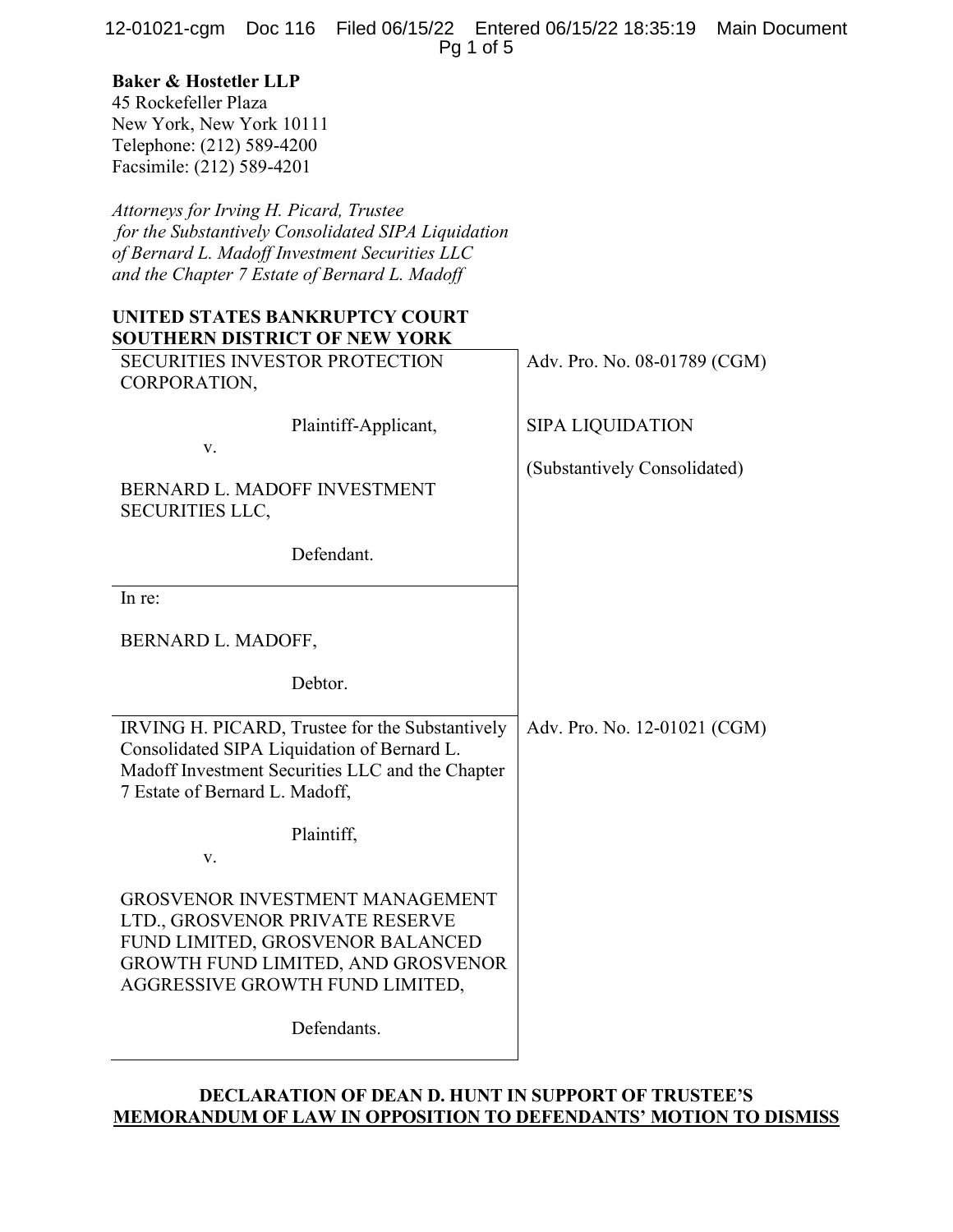**Baker & Hostetler LLP**
45 Rockefeller Plaza
New York, New York 10111
Telephone: (212) 589-4200
Facsimile: (212) 589-4201

*Attorneys for Irving H. Picard, Trustee for the Substantively Consolidated SIPA Liquidation of Bernard L. Madoff Investment Securities LLC and the Chapter 7 Estate of Bernard L. Madoff*

**UNITED STATES BANKRUPTCY COURT**
**SOUTHERN DISTRICT OF NEW YORK**

| | |
|---|---|
| SECURITIES INVESTOR PROTECTION CORPORATION,<br><br>Plaintiff-Applicant,<br><br>v.<br><br>BERNARD L. MADOFF INVESTMENT SECURITIES LLC,<br><br>Defendant. | Adv. Pro. No. 08-01789 (CGM)<br><br>SIPA LIQUIDATION<br><br>(Substantively Consolidated) |
| In re:<br><br>BERNARD L. MADOFF,<br><br>Debtor. | |
| IRVING H. PICARD, Trustee for the Substantively Consolidated SIPA Liquidation of Bernard L. Madoff Investment Securities LLC and the Chapter 7 Estate of Bernard L. Madoff,<br><br>Plaintiff,<br><br>v.<br><br>GROSVENOR INVESTMENT MANAGEMENT LTD., GROSVENOR PRIVATE RESERVE FUND LIMITED, GROSVENOR BALANCED GROWTH FUND LIMITED, AND GROSVENOR AGGRESSIVE GROWTH FUND LIMITED,<br><br>Defendants. | Adv. Pro. No. 12-01021 (CGM) |

**DECLARATION OF DEAN D. HUNT IN SUPPORT OF TRUSTEE'S MEMORANDUM OF LAW IN OPPOSITION TO DEFENDANTS' MOTION TO DISMISS**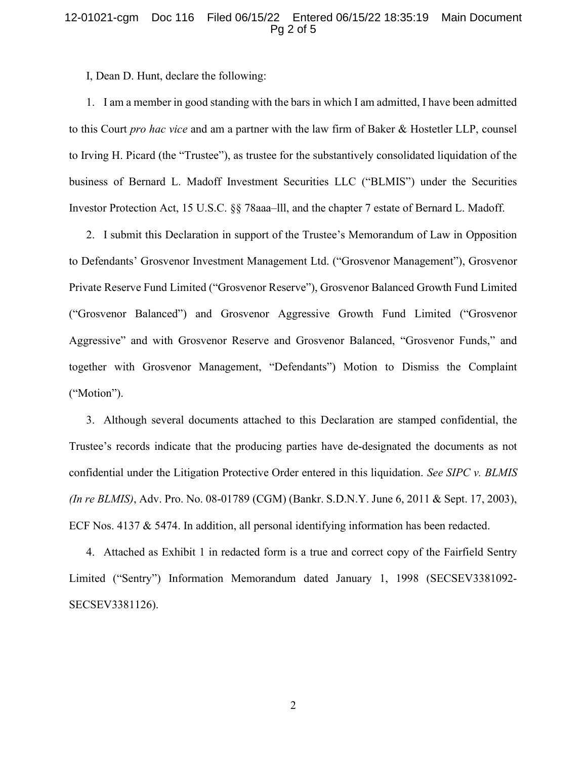I, Dean D. Hunt, declare the following:

1. I am a member in good standing with the bars in which I am admitted, I have been admitted to this Court *pro hac vice* and am a partner with the law firm of Baker & Hostetler LLP, counsel to Irving H. Picard (the "Trustee"), as trustee for the substantively consolidated liquidation of the business of Bernard L. Madoff Investment Securities LLC ("BLMIS") under the Securities Investor Protection Act, 15 U.S.C. §§ 78aaa–lll, and the chapter 7 estate of Bernard L. Madoff.

2. I submit this Declaration in support of the Trustee's Memorandum of Law in Opposition to Defendants' Grosvenor Investment Management Ltd. ("Grosvenor Management"), Grosvenor Private Reserve Fund Limited ("Grosvenor Reserve"), Grosvenor Balanced Growth Fund Limited ("Grosvenor Balanced") and Grosvenor Aggressive Growth Fund Limited ("Grosvenor Aggressive" and with Grosvenor Reserve and Grosvenor Balanced, "Grosvenor Funds," and together with Grosvenor Management, "Defendants") Motion to Dismiss the Complaint ("Motion").

3. Although several documents attached to this Declaration are stamped confidential, the Trustee's records indicate that the producing parties have de-designated the documents as not confidential under the Litigation Protective Order entered in this liquidation. *See SIPC v. BLMIS (In re BLMIS)*, Adv. Pro. No. 08-01789 (CGM) (Bankr. S.D.N.Y. June 6, 2011 & Sept. 17, 2003), ECF Nos. 4137 & 5474. In addition, all personal identifying information has been redacted.

4. Attached as Exhibit 1 in redacted form is a true and correct copy of the Fairfield Sentry Limited ("Sentry") Information Memorandum dated January 1, 1998 (SECSEV3381092-SECSEV3381126).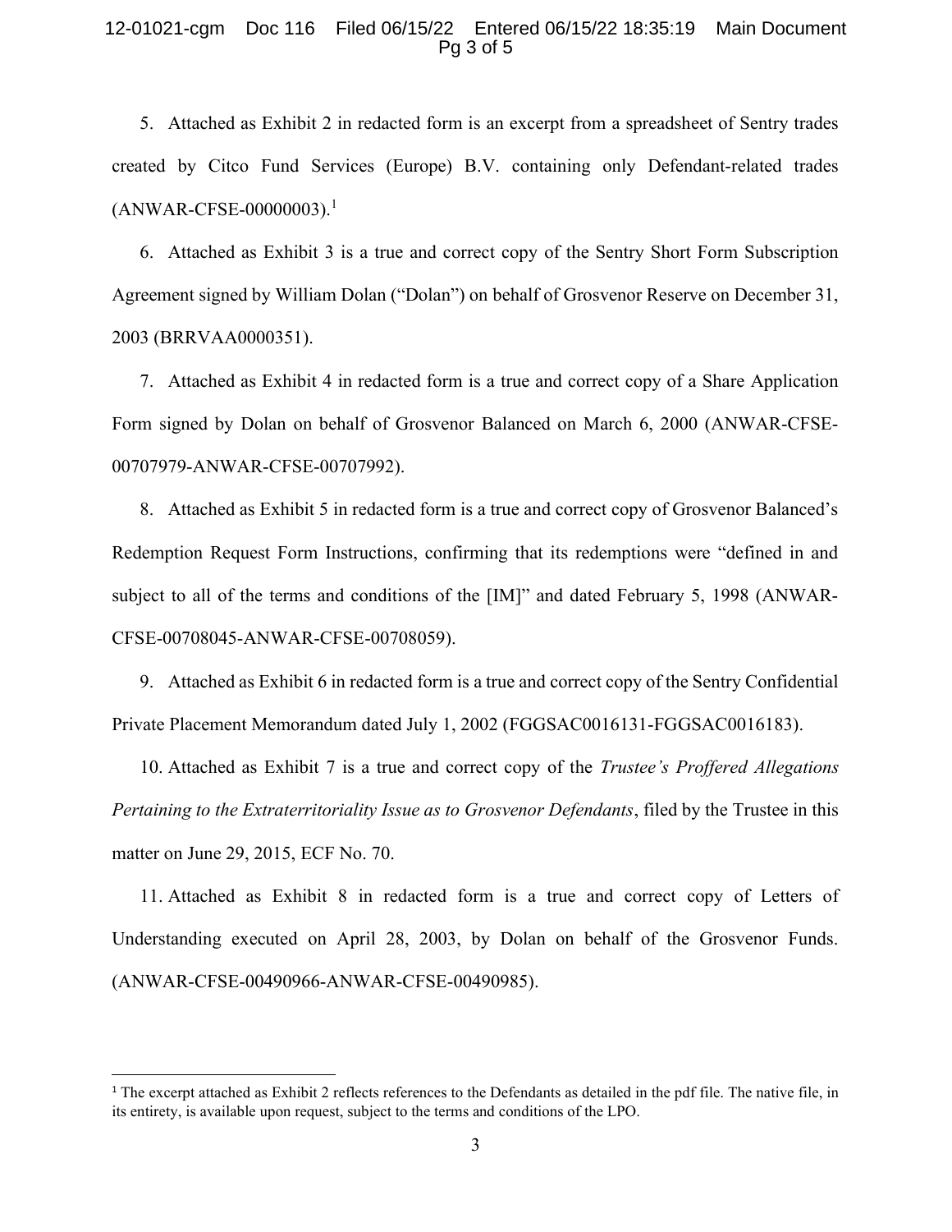5. Attached as Exhibit 2 in redacted form is an excerpt from a spreadsheet of Sentry trades created by Citco Fund Services (Europe) B.V. containing only Defendant-related trades (ANWAR-CFSE-00000003).[1]

6. Attached as Exhibit 3 is a true and correct copy of the Sentry Short Form Subscription Agreement signed by William Dolan ("Dolan") on behalf of Grosvenor Reserve on December 31, 2003 (BRRVAA0000351).

7. Attached as Exhibit 4 in redacted form is a true and correct copy of a Share Application Form signed by Dolan on behalf of Grosvenor Balanced on March 6, 2000 (ANWAR-CFSE-00707979-ANWAR-CFSE-00707992).

8. Attached as Exhibit 5 in redacted form is a true and correct copy of Grosvenor Balanced's Redemption Request Form Instructions, confirming that its redemptions were "defined in and subject to all of the terms and conditions of the [IM]" and dated February 5, 1998 (ANWAR-CFSE-00708045-ANWAR-CFSE-00708059).

9. Attached as Exhibit 6 in redacted form is a true and correct copy of the Sentry Confidential Private Placement Memorandum dated July 1, 2002 (FGGSAC0016131-FGGSAC0016183).

10. Attached as Exhibit 7 is a true and correct copy of the *Trustee's Proffered Allegations Pertaining to the Extraterritoriality Issue as to Grosvenor Defendants*, filed by the Trustee in this matter on June 29, 2015, ECF No. 70.

11. Attached as Exhibit 8 in redacted form is a true and correct copy of Letters of Understanding executed on April 28, 2003, by Dolan on behalf of the Grosvenor Funds. (ANWAR-CFSE-00490966-ANWAR-CFSE-00490985).

---

[1] The excerpt attached as Exhibit 2 reflects references to the Defendants as detailed in the pdf file. The native file, in its entirety, is available upon request, subject to the terms and conditions of the LPO.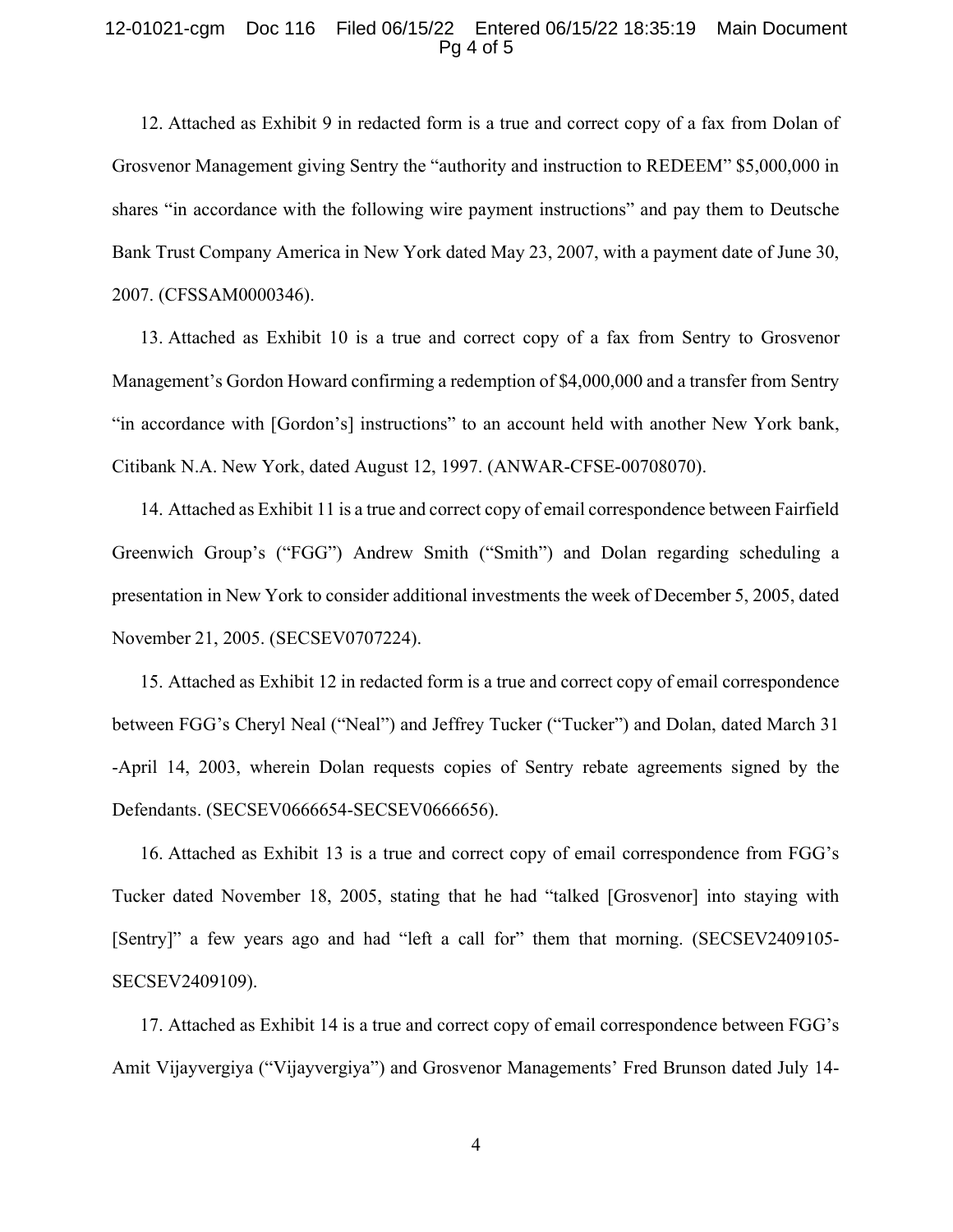12. Attached as Exhibit 9 in redacted form is a true and correct copy of a fax from Dolan of Grosvenor Management giving Sentry the "authority and instruction to REDEEM" $5,000,000 in shares "in accordance with the following wire payment instructions" and pay them to Deutsche Bank Trust Company America in New York dated May 23, 2007, with a payment date of June 30, 2007. (CFSSAM0000346).

13. Attached as Exhibit 10 is a true and correct copy of a fax from Sentry to Grosvenor Management's Gordon Howard confirming a redemption of $4,000,000 and a transfer from Sentry "in accordance with [Gordon's] instructions" to an account held with another New York bank, Citibank N.A. New York, dated August 12, 1997. (ANWAR-CFSE-00708070).

14. Attached as Exhibit 11 is a true and correct copy of email correspondence between Fairfield Greenwich Group's ("FGG") Andrew Smith ("Smith") and Dolan regarding scheduling a presentation in New York to consider additional investments the week of December 5, 2005, dated November 21, 2005. (SECSEV0707224).

15. Attached as Exhibit 12 in redacted form is a true and correct copy of email correspondence between FGG's Cheryl Neal ("Neal") and Jeffrey Tucker ("Tucker") and Dolan, dated March 31 -April 14, 2003, wherein Dolan requests copies of Sentry rebate agreements signed by the Defendants. (SECSEV0666654-SECSEV0666656).

16. Attached as Exhibit 13 is a true and correct copy of email correspondence from FGG's Tucker dated November 18, 2005, stating that he had "talked [Grosvenor] into staying with [Sentry]" a few years ago and had "left a call for" them that morning. (SECSEV2409105-SECSEV2409109).

17. Attached as Exhibit 14 is a true and correct copy of email correspondence between FGG's Amit Vijayvergiya ("Vijayvergiya") and Grosvenor Managements' Fred Brunson dated July 14-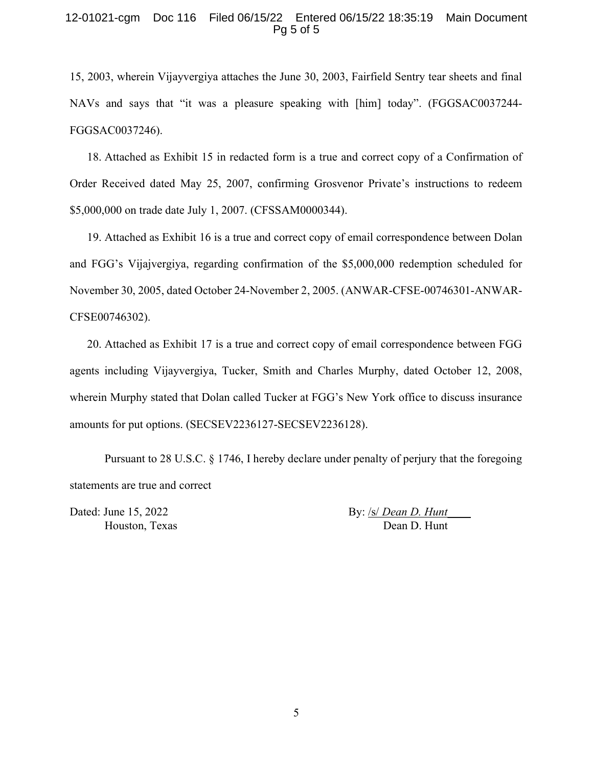15, 2003, wherein Vijayvergiya attaches the June 30, 2003, Fairfield Sentry tear sheets and final NAVs and says that "it was a pleasure speaking with [him] today". (FGGSAC0037244-FGGSAC0037246).

18. Attached as Exhibit 15 in redacted form is a true and correct copy of a Confirmation of Order Received dated May 25, 2007, confirming Grosvenor Private's instructions to redeem $5,000,000 on trade date July 1, 2007. (CFSSAM0000344).

19. Attached as Exhibit 16 is a true and correct copy of email correspondence between Dolan and FGG's Vijajvergiya, regarding confirmation of the $5,000,000 redemption scheduled for November 30, 2005, dated October 24-November 2, 2005. (ANWAR-CFSE-00746301-ANWAR-CFSE00746302).

20. Attached as Exhibit 17 is a true and correct copy of email correspondence between FGG agents including Vijayvergiya, Tucker, Smith and Charles Murphy, dated October 12, 2008, wherein Murphy stated that Dolan called Tucker at FGG's New York office to discuss insurance amounts for put options. (SECSEV2236127-SECSEV2236128).

Pursuant to 28 U.S.C. § 1746, I hereby declare under penalty of perjury that the foregoing statements are true and correct

Dated: June 15, 2022
Houston, Texas

By: /s/ *Dean D. Hunt*
Dean D. Hunt